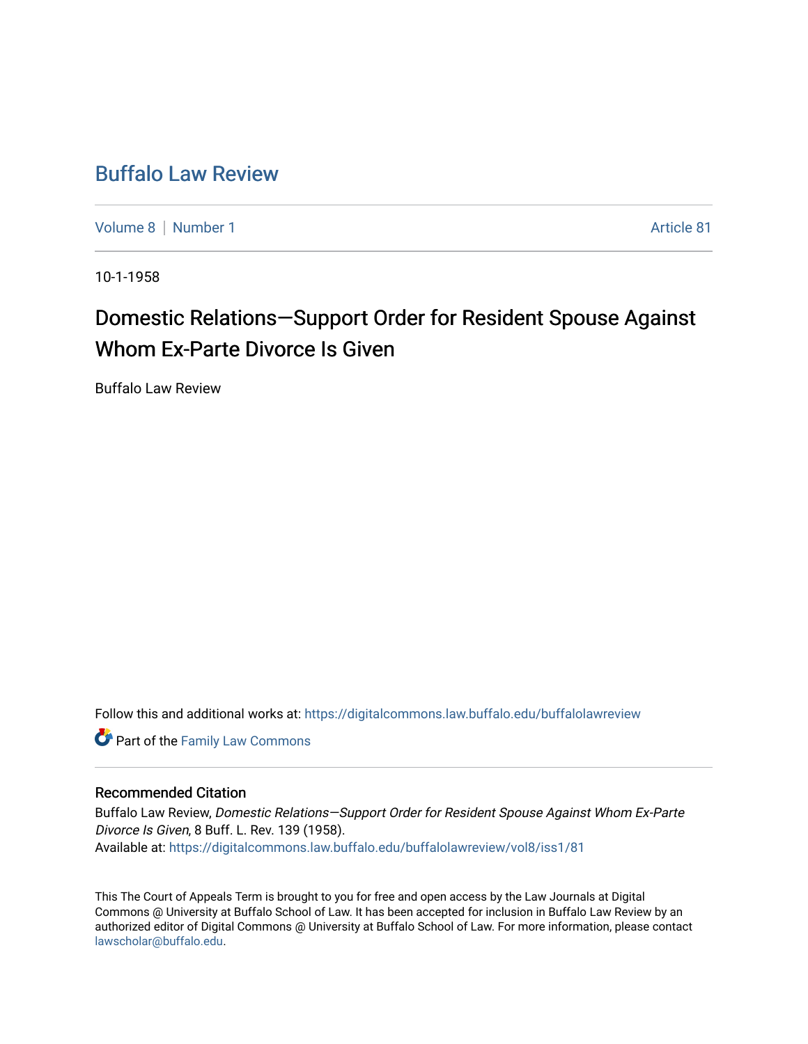# Buffalo Law Review

Volume 8 | Number 1 | Article 81

10-1-1958

## Domestic Relations—Support Order for Resident Spouse Against Whom Ex-Parte Divorce Is Given

Buffalo Law Review

Follow this and additional works at: https://digitalcommons.law.buffalo.edu/buffalolawreview

Part of the Family Law Commons

### Recommended Citation

Buffalo Law Review, *Domestic Relations—Support Order for Resident Spouse Against Whom Ex-Parte Divorce Is Given*, 8 Buff. L. Rev. 139 (1958).
Available at: https://digitalcommons.law.buffalo.edu/buffalolawreview/vol8/iss1/81

This The Court of Appeals Term is brought to you for free and open access by the Law Journals at Digital Commons @ University at Buffalo School of Law. It has been accepted for inclusion in Buffalo Law Review by an authorized editor of Digital Commons @ University at Buffalo School of Law. For more information, please contact lawscholar@buffalo.edu.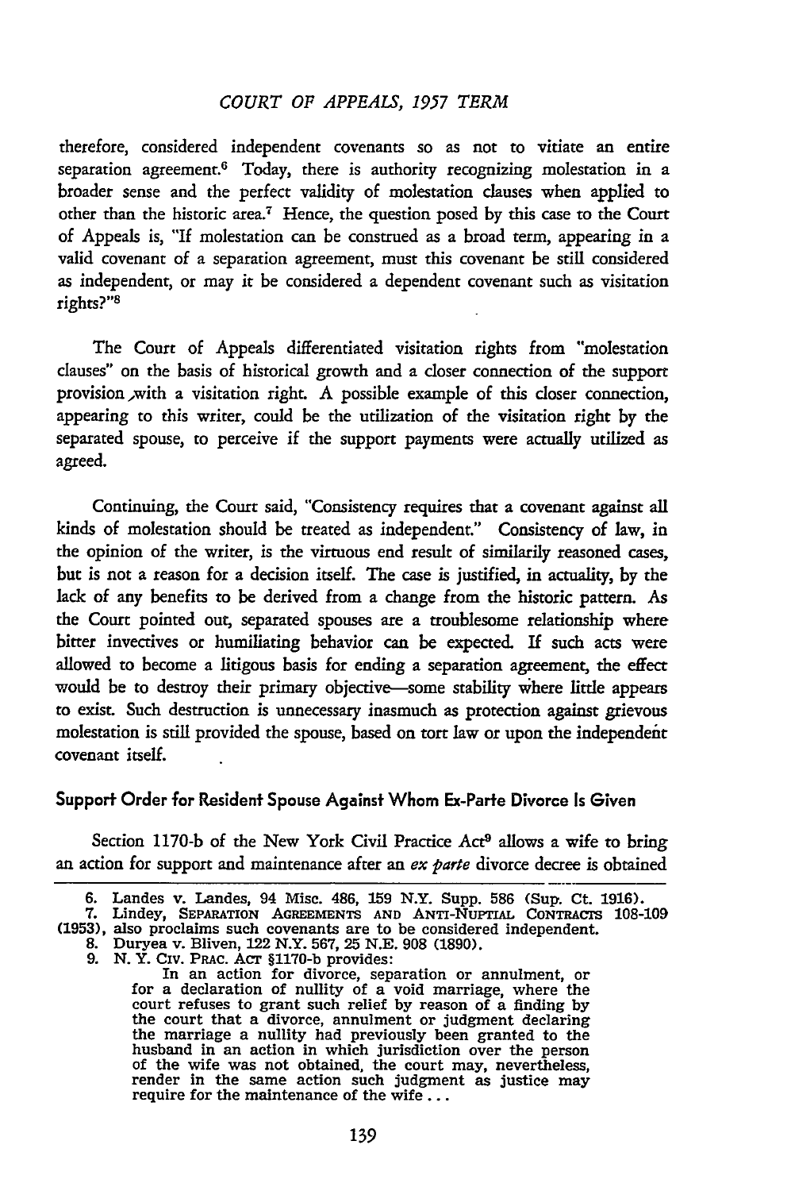therefore, considered independent covenants so as not to vitiate an entire separation agreement.[6] Today, there is authority recognizing molestation in a broader sense and the perfect validity of molestation clauses when applied to other than the historic area.[7] Hence, the question posed by this case to the Court of Appeals is, "If molestation can be construed as a broad term, appearing in a valid covenant of a separation agreement, must this covenant be still considered as independent, or may it be considered a dependent covenant such as visitation rights?"[8]

The Court of Appeals differentiated visitation rights from "molestation clauses" on the basis of historical growth and a closer connection of the support provision with a visitation right. A possible example of this closer connection, appearing to this writer, could be the utilization of the visitation right by the separated spouse, to perceive if the support payments were actually utilized as agreed.

Continuing, the Court said, "Consistency requires that a covenant against all kinds of molestation should be treated as independent." Consistency of law, in the opinion of the writer, is the virtuous end result of similarily reasoned cases, but is not a reason for a decision itself. The case is justified, in actuality, by the lack of any benefits to be derived from a change from the historic pattern. As the Court pointed out, separated spouses are a troublesome relationship where bitter invectives or humiliating behavior can be expected. If such acts were allowed to become a litigous basis for ending a separation agreement, the effect would be to destroy their primary objective—some stability where little appears to exist. Such destruction is unnecessary inasmuch as protection against grievous molestation is still provided the spouse, based on tort law or upon the independent covenant itself.

### Support Order for Resident Spouse Against Whom Ex-Parte Divorce Is Given

Section 1170-b of the New York Civil Practice Act[9] allows a wife to bring an action for support and maintenance after an *ex parte* divorce decree is obtained

6. Landes v. Landes, 94 Misc. 486, 159 N.Y. Supp. 586 (Sup. Ct. 1916).

7. Lindey, SEPARATION AGREEMENTS AND ANTI-NUPTIAL CONTRACTS 108-109 (1953), also proclaims such covenants are to be considered independent.

8. Duryea v. Bliven, 122 N.Y. 567, 25 N.E. 908 (1890).

9. N. Y. CIV. PRAC. ACT §1170-b provides:

> In an action for divorce, separation or annulment, or for a declaration of nullity of a void marriage, where the court refuses to grant such relief by reason of a finding by the court that a divorce, annulment or judgment declaring the marriage a nullity had previously been granted to the husband in an action in which jurisdiction over the person of the wife was not obtained, the court may, nevertheless, render in the same action such judgment as justice may require for the maintenance of the wife...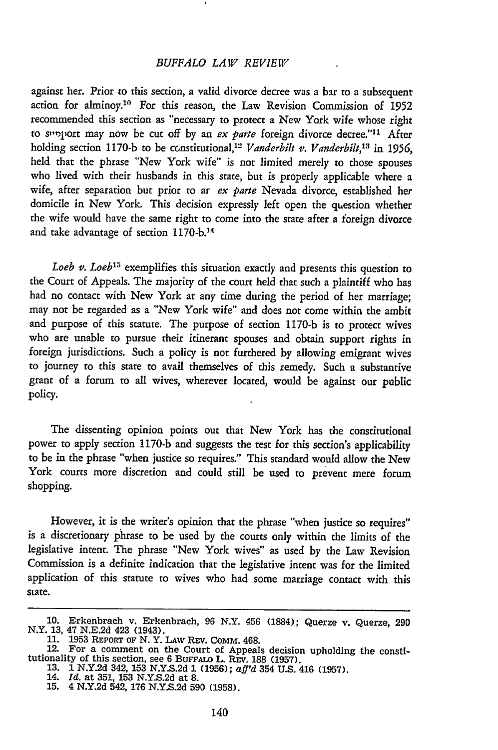against her. Prior to this section, a valid divorce decree was a bar to a subsequent action for alminoy.[10] For this reason, the Law Revision Commission of 1952 recommended this section as "necessary to protect a New York wife whose right to support may now be cut off by an *ex parte* foreign divorce decree."[11] After holding section 1170-b to be constitutional,[12] *Vanderbilt v. Vanderbilt*,[13] in 1956, held that the phrase "New York wife" is not limited merely to those spouses who lived with their husbands in this state, but is properly applicable where a wife, after separation but prior to ar *ex parte* Nevada divorce, established her domicile in New York. This decision expressly left open the question whether the wife would have the same right to come into the state after a foreign divorce and take advantage of section 1170-b.[14]

*Loeb v. Loeb*[15] exemplifies this situation exactly and presents this question to the Court of Appeals. The majority of the court held that such a plaintiff who has had no contact with New York at any time during the period of her marriage; may not be regarded as a "New York wife" and does not come within the ambit and purpose of this statute. The purpose of section 1170-b is to protect wives who are unable to pursue their itinerant spouses and obtain support rights in foreign jurisdictions. Such a policy is not furthered by allowing emigrant wives to journey to this state to avail themselves of this remedy. Such a substantive grant of a forum to all wives, wherever located, would be against our public policy.

The dissenting opinion points out that New York has the constitutional power to apply section 1170-b and suggests the test for this section's applicability to be in the phrase "when justice so requires." This standard would allow the New York courts more discretion and could still be used to prevent mere forum shopping.

However, it is the writer's opinion that the phrase "when justice so requires" is a discretionary phrase to be used by the courts only within the limits of the legislative intent. The phrase "New York wives" as used by the Law Revision Commission is a definite indication that the legislative intent was for the limited application of this statute to wives who had some marriage contact with this state.

---

10. Erkenbrach v. Erkenbrach, 96 N.Y. 456 (1884); Querze v. Querze, 290 N.Y. 13, 47 N.E.2d 423 (1943).
11. 1953 REPORT OF N. Y. LAW REV. COMM. 468.
12. For a comment on the Court of Appeals decision upholding the constitutionality of this section, see 6 BUFFALO L. REV. 188 (1957).
13. 1 N.Y.2d 342, 153 N.Y.S.2d 1 (1956); *aff'd* 354 U.S. 416 (1957).
14. *Id.* at 351, 153 N.Y.S.2d at 8.
15. 4 N.Y.2d 542, 176 N.Y.S.2d 590 (1958).